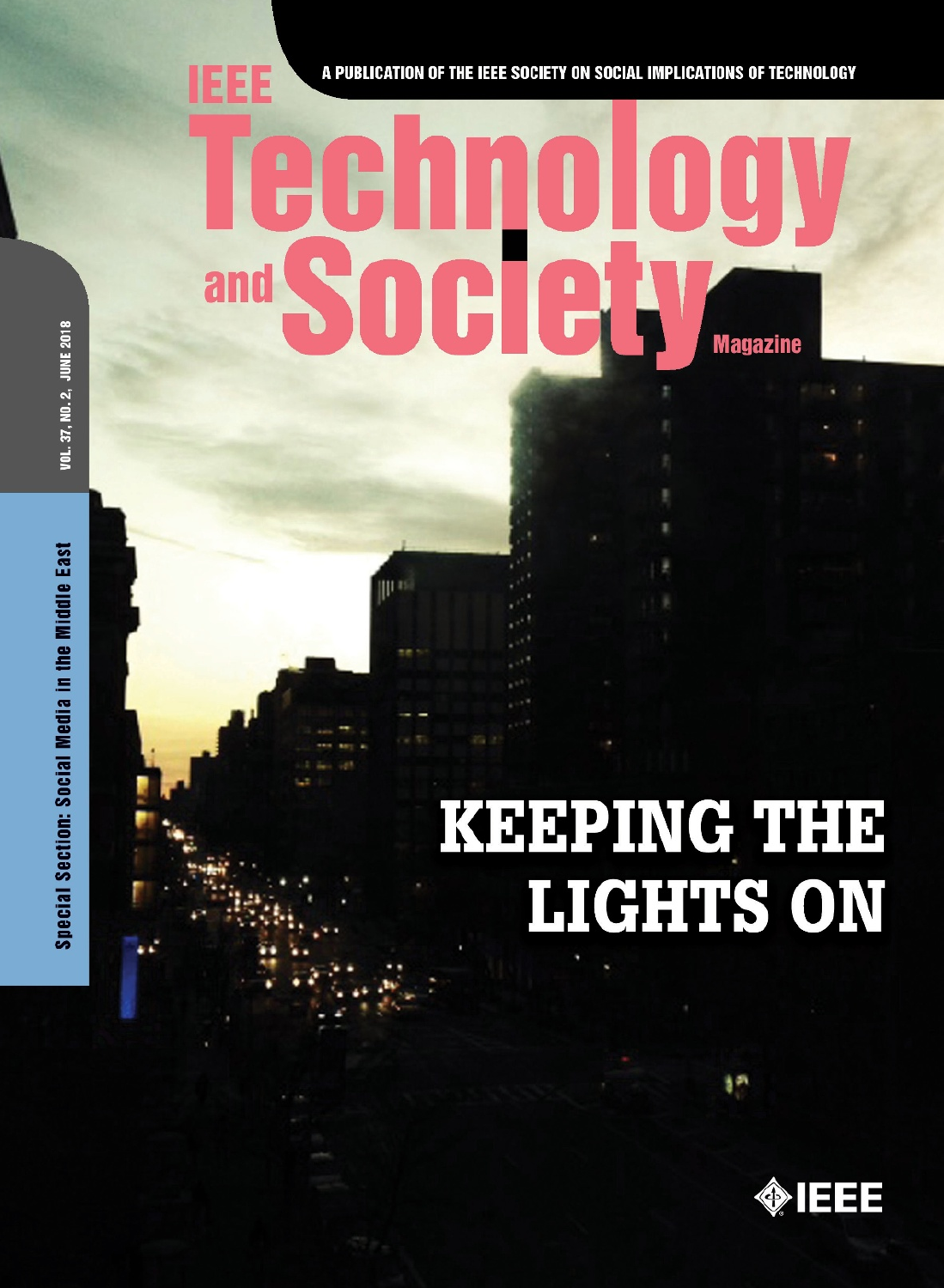A PUBLICATION OF THE IEEE SOCIETY ON SOCIAL IMPLICATIONS OF TECHNOLOGY

# IEEE Technology and Society Magazine

VOL. 37, NO. 2, JUNE 2018

Special Section: Social Media in the Middle East

## KEEPING THE LIGHTS ON

IEEE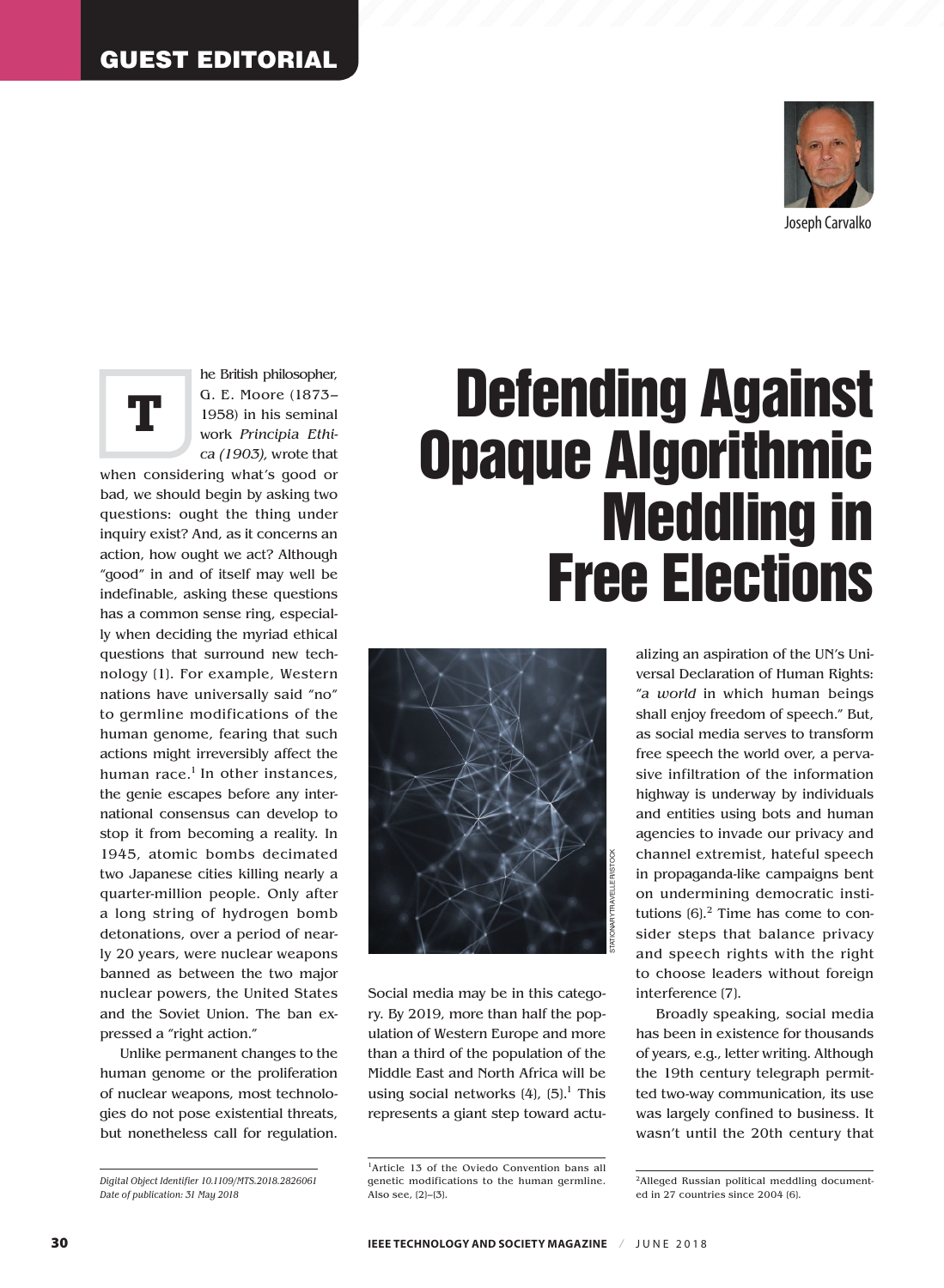GUEST EDITORIAL

Joseph Carvalko

# Defending Against Opaque Algorithmic Meddling in Free Elections

The British philosopher, G. E. Moore (1873–1958) in his seminal work *Principia Ethica (1903)*, wrote that when considering what's good or bad, we should begin by asking two questions: ought the thing under inquiry exist? And, as it concerns an action, how ought we act? Although "good" in and of itself may well be indefinable, asking these questions has a common sense ring, especially when deciding the myriad ethical questions that surround new technology [1]. For example, Western nations have universally said "no" to germline modifications of the human genome, fearing that such actions might irreversibly affect the human race.[1] In other instances, the genie escapes before any international consensus can develop to stop it from becoming a reality. In 1945, atomic bombs decimated two Japanese cities killing nearly a quarter-million people. Only after a long string of hydrogen bomb detonations, over a period of nearly 20 years, were nuclear weapons banned as between the two major nuclear powers, the United States and the Soviet Union. The ban expressed a "right action."

Unlike permanent changes to the human genome or the proliferation of nuclear weapons, most technologies do not pose existential threats, but nonetheless call for regulation. Social media may be in this category. By 2019, more than half the population of Western Europe and more than a third of the population of the Middle East and North Africa will be using social networks [4], [5].[1] This represents a giant step toward actualizing an aspiration of the UN's Universal Declaration of Human Rights: "*a world* in which human beings shall enjoy freedom of speech." But, as social media serves to transform free speech the world over, a pervasive infiltration of the information highway is underway by individuals and entities using bots and human agencies to invade our privacy and channel extremist, hateful speech in propaganda-like campaigns bent on undermining democratic institutions [6].[2] Time has come to consider steps that balance privacy and speech rights with the right to choose leaders without foreign interference [7].

Broadly speaking, social media has been in existence for thousands of years, e.g., letter writing. Although the 19th century telegraph permitted two-way communication, its use was largely confined to business. It wasn't until the 20th century that

STATIONARY/TRAVELLE RISTOCK

[1]Article 13 of the Oviedo Convention bans all genetic modifications to the human germline. Also see, [2]–[3].

[2]Alleged Russian political meddling documented in 27 countries since 2004 [6].

*Digital Object Identifier 10.1109/MTS.2018.2826061*
*Date of publication: 31 May 2018*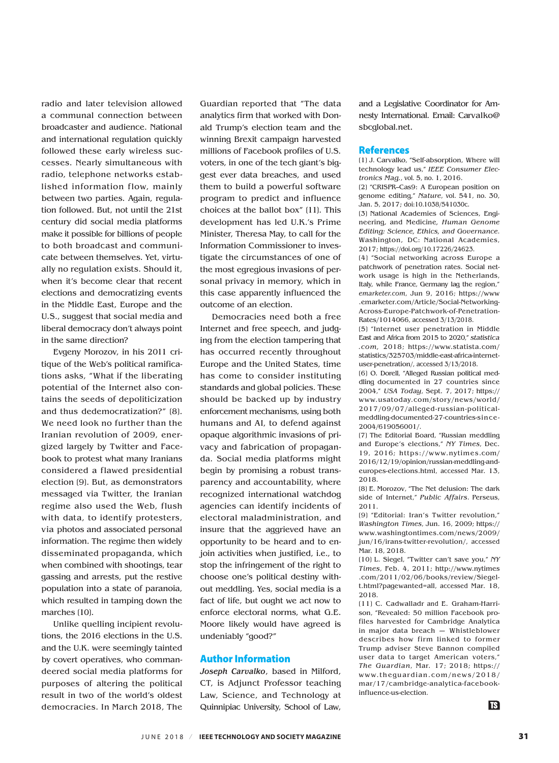radio and later television allowed a communal connection between broadcaster and audience. National and international regulation quickly followed these early wireless successes. Nearly simultaneous with radio, telephone networks established information flow, mainly between two parties. Again, regulation followed. But, not until the 21st century did social media platforms make it possible for billions of people to both broadcast and communicate between themselves. Yet, virtually no regulation exists. Should it, when it's become clear that recent elections and democratizing events in the Middle East, Europe and the U.S., suggest that social media and liberal democracy don't always point in the same direction?

Evgeny Morozov, in his 2011 critique of the Web's political ramifications asks, "What if the liberating potential of the Internet also contains the seeds of depoliticization and thus dedemocratization?" [8]. We need look no further than the Iranian revolution of 2009, energized largely by Twitter and Facebook to protest what many Iranians considered a flawed presidential election [9]. But, as demonstrators messaged via Twitter, the Iranian regime also used the Web, flush with data, to identify protesters, via photos and associated personal information. The regime then widely disseminated propaganda, which when combined with shootings, tear gassing and arrests, put the restive population into a state of paranoia, which resulted in tamping down the marches [10].

Unlike quelling incipient revolutions, the 2016 elections in the U.S. and the U.K. were seemingly tainted by covert operatives, who commandeered social media platforms for purposes of altering the political result in two of the world's oldest democracies. In March 2018, The Guardian reported that "The data analytics firm that worked with Donald Trump's election team and the winning Brexit campaign harvested millions of Facebook profiles of U.S. voters, in one of the tech giant's biggest ever data breaches, and used them to build a powerful software program to predict and influence choices at the ballot box" [11]. This development has led U.K.'s Prime Minister, Theresa May, to call for the Information Commissioner to investigate the circumstances of one of the most egregious invasions of personal privacy in memory, which in this case apparently influenced the outcome of an election.

Democracies need both a free Internet and free speech, and judging from the election tampering that has occurred recently throughout Europe and the United States, time has come to consider instituting standards and global policies. These should be backed up by industry enforcement mechanisms, using both humans and AI, to defend against opaque algorithmic invasions of privacy and fabrication of propaganda. Social media platforms might begin by promising a robust transparency and accountability, where recognized international watchdog agencies can identify incidents of electoral maladministration, and insure that the aggrieved have an opportunity to be heard and to enjoin activities when justified, i.e., to stop the infringement of the right to choose one's political destiny without meddling. Yes, social media is a fact of life, but ought we act now to enforce electoral norms, what G.E. Moore likely would have agreed is undeniably "good?"

## Author Information

***Joseph Carvalko***, based in Milford, CT, is Adjunct Professor teaching Law, Science, and Technology at Quinnipiac University, School of Law, and a Legislative Coordinator for Amnesty International. Email: Carvalko@sbcglobal.net.

## References

[1] J. Carvalko, "Self-absorption, Where will technology lead us," *IEEE Consumer Electronics Mag.*, vol. 5, no. 1, 2016.

[2] "CRISPR–Cas9: A European position on genome editing," *Nature*, vol. 541, no. 30, Jan. 5, 2017; doi:10.1038/541030c.

[3] National Academies of Sciences, Engineering, and Medicine, *Human Genome Editing: Science, Ethics, and Governance*. Washington, DC: National Academies, 2017; https://doi.org/10.17226/24623.

[4] "Social networking across Europe a patchwork of penetration rates. Social network usage is high in the Netherlands, Italy, while France, Germany lag the region," *emarketer.com*, Jun 9, 2016; https://www.emarketer.com/Article/Social-Networking-Across-Europe-Patchwork-of-Penetration-Rates/1014066, accessed 3/13/2018.

[5] "Internet user penetration in Middle East and Africa from 2015 to 2020," *statistica.com*, 2018; https://www.statista.com/statistics/325703/middle-east-africa-internet-user-penetration/, accessed 3/13/2018.

[6] O. Dorell, "Alleged Russian political meddling documented in 27 countries since 2004," *USA Today*, Sept. 7, 2017; https://www.usatoday.com/story/news/world/2017/09/07/alleged-russian-political-meddling-documented-27-countries-since-2004/619056001/.

[7] The Editorial Board, "Russian meddling and Europe's elections," *NY Times*, Dec. 19, 2016; https://www.nytimes.com/2016/12/19/opinion/russian-meddling-and-europes-elections.html, accessed Mar. 13, 2018.

[8] E. Morozov, "The Net delusion: The dark side of Internet," *Public Affairs*. Perseus, 2011.

[9] "Editorial: Iran's Twitter revolution," *Washington Times*, Jun. 16, 2009; https://www.washingtontimes.com/news/2009/jun/16/irans-twitter-revolution/, accessed Mar. 18, 2018.

[10] L. Siegel, "Twitter can't save you," *NY Times*, Feb. 4, 2011; http://www.nytimes.com/2011/02/06/books/review/Siegel-t.html?pagewanted=all, accessed Mar. 18, 2018.

[11] C. Cadwalladr and E. Graham-Harrison, "Revealed: 50 million Facebook profiles harvested for Cambridge Analytica in major data breach — Whistleblower describes how firm linked to former Trump adviser Steve Bannon compiled user data to target American voters," *The Guardian*, Mar. 17; 2018; https://www.theguardian.com/news/2018/mar/17/cambridge-analytica-facebook-influence-us-election.